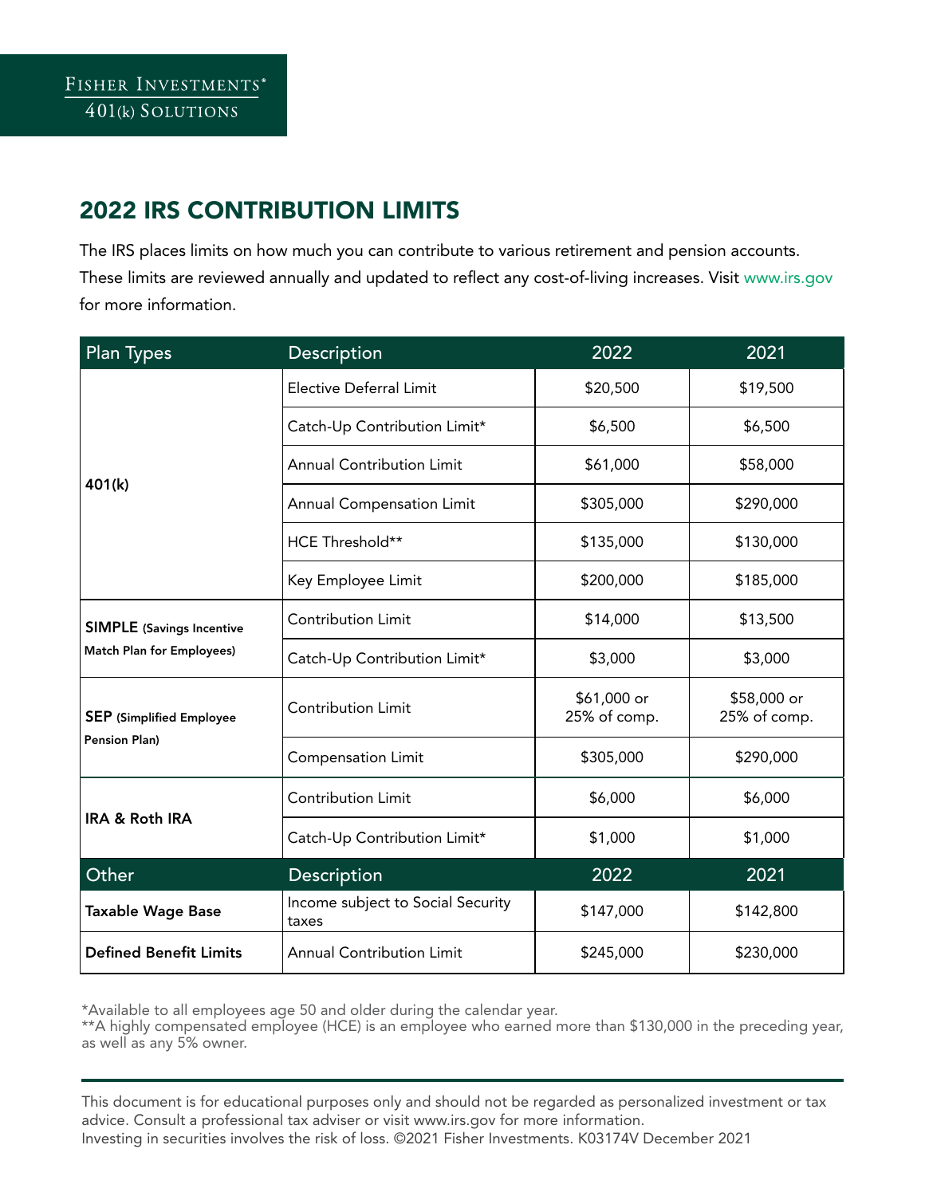Fisher Investments®
401(k) Solutions

## 2022 IRS CONTRIBUTION LIMITS

The IRS places limits on how much you can contribute to various retirement and pension accounts. These limits are reviewed annually and updated to reflect any cost-of-living increases. Visit www.irs.gov for more information.

| Plan Types | Description | 2022 | 2021 |
|---|---|---|---|
| **401(k)** | Elective Deferral Limit | $20,500 | $19,500 |
| | Catch-Up Contribution Limit* | $6,500 | $6,500 |
| | Annual Contribution Limit | $61,000 | $58,000 |
| | Annual Compensation Limit | $305,000 | $290,000 |
| | HCE Threshold** | $135,000 | $130,000 |
| | Key Employee Limit | $200,000 | $185,000 |
| **SIMPLE** (Savings Incentive Match Plan for Employees) | Contribution Limit | $14,000 | $13,500 |
| | Catch-Up Contribution Limit* | $3,000 | $3,000 |
| **SEP** (Simplified Employee Pension Plan) | Contribution Limit | $61,000 or 25% of comp. | $58,000 or 25% of comp. |
| | Compensation Limit | $305,000 | $290,000 |
| **IRA & Roth IRA** | Contribution Limit | $6,000 | $6,000 |
| | Catch-Up Contribution Limit* | $1,000 | $1,000 |
| **Other** | **Description** | **2022** | **2021** |
| **Taxable Wage Base** | Income subject to Social Security taxes | $147,000 | $142,800 |
| **Defined Benefit Limits** | Annual Contribution Limit | $245,000 | $230,000 |

*Available to all employees age 50 and older during the calendar year.
**A highly compensated employee (HCE) is an employee who earned more than $130,000 in the preceding year, as well as any 5% owner.

This document is for educational purposes only and should not be regarded as personalized investment or tax advice. Consult a professional tax adviser or visit www.irs.gov for more information.
Investing in securities involves the risk of loss. ©2021 Fisher Investments. K03174V December 2021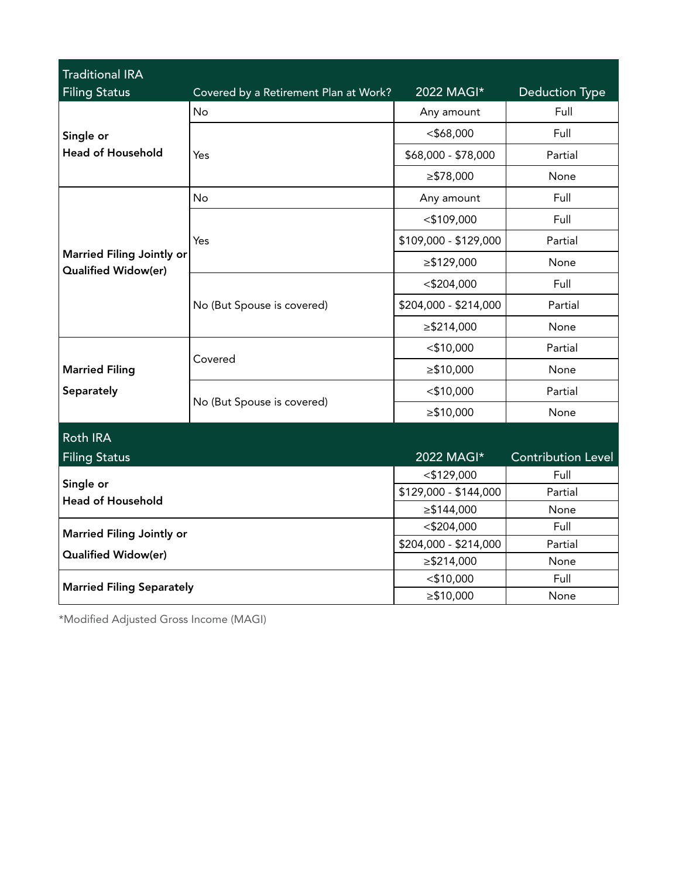| Traditional IRA Filing Status | Covered by a Retirement Plan at Work? | 2022 MAGI* | Deduction Type |
|---|---|---|---|
| Single or Head of Household | No | Any amount | Full |
| | Yes | <$68,000 | Full |
| | | $68,000 - $78,000 | Partial |
| | | ≥$78,000 | None |
| Married Filing Jointly or Qualified Widow(er) | No | Any amount | Full |
| | Yes | <$109,000 | Full |
| | | $109,000 - $129,000 | Partial |
| | | ≥$129,000 | None |
| | No (But Spouse is covered) | <$204,000 | Full |
| | | $204,000 - $214,000 | Partial |
| | | ≥$214,000 | None |
| Married Filing Separately | Covered | <$10,000 | Partial |
| | | ≥$10,000 | None |
| | No (But Spouse is covered) | <$10,000 | Partial |
| | | ≥$10,000 | None |

| Roth IRA Filing Status | 2022 MAGI* | Contribution Level |
|---|---|---|
| Single or Head of Household | <$129,000 | Full |
| | $129,000 - $144,000 | Partial |
| | ≥$144,000 | None |
| Married Filing Jointly or Qualified Widow(er) | <$204,000 | Full |
| | $204,000 - $214,000 | Partial |
| | ≥$214,000 | None |
| Married Filing Separately | <$10,000 | Full |
| | ≥$10,000 | None |

*Modified Adjusted Gross Income (MAGI)